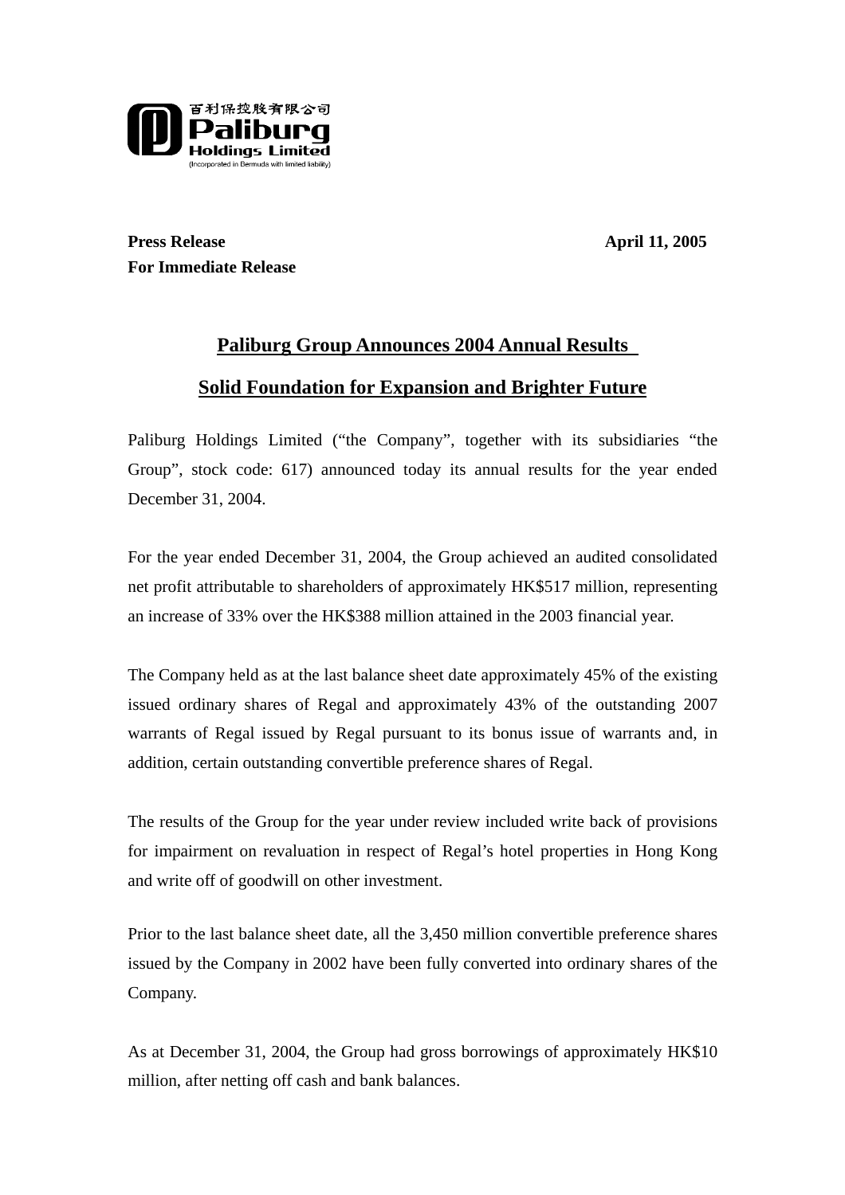百利保控股有限公司
**Paliburg Holdings Limited**
(Incorporated in Bermuda with limited liability)

**Press Release** **April 11, 2005**
**For Immediate Release**

## Paliburg Group Announces 2004 Annual Results

## Solid Foundation for Expansion and Brighter Future

Paliburg Holdings Limited ("the Company", together with its subsidiaries "the Group", stock code: 617) announced today its annual results for the year ended December 31, 2004.

For the year ended December 31, 2004, the Group achieved an audited consolidated net profit attributable to shareholders of approximately HK$517 million, representing an increase of 33% over the HK$388 million attained in the 2003 financial year.

The Company held as at the last balance sheet date approximately 45% of the existing issued ordinary shares of Regal and approximately 43% of the outstanding 2007 warrants of Regal issued by Regal pursuant to its bonus issue of warrants and, in addition, certain outstanding convertible preference shares of Regal.

The results of the Group for the year under review included write back of provisions for impairment on revaluation in respect of Regal's hotel properties in Hong Kong and write off of goodwill on other investment.

Prior to the last balance sheet date, all the 3,450 million convertible preference shares issued by the Company in 2002 have been fully converted into ordinary shares of the Company.

As at December 31, 2004, the Group had gross borrowings of approximately HK$10 million, after netting off cash and bank balances.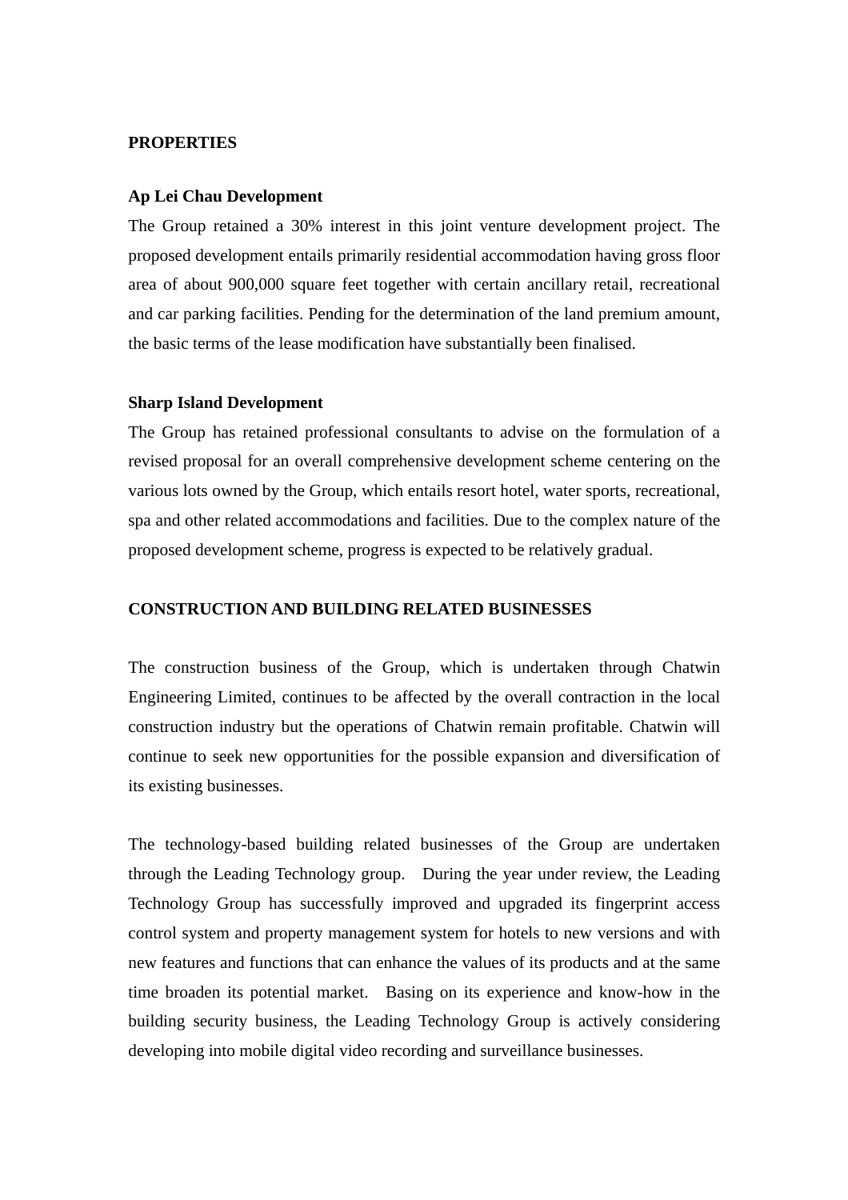## PROPERTIES

### Ap Lei Chau Development

The Group retained a 30% interest in this joint venture development project. The proposed development entails primarily residential accommodation having gross floor area of about 900,000 square feet together with certain ancillary retail, recreational and car parking facilities. Pending for the determination of the land premium amount, the basic terms of the lease modification have substantially been finalised.

### Sharp Island Development

The Group has retained professional consultants to advise on the formulation of a revised proposal for an overall comprehensive development scheme centering on the various lots owned by the Group, which entails resort hotel, water sports, recreational, spa and other related accommodations and facilities. Due to the complex nature of the proposed development scheme, progress is expected to be relatively gradual.

## CONSTRUCTION AND BUILDING RELATED BUSINESSES

The construction business of the Group, which is undertaken through Chatwin Engineering Limited, continues to be affected by the overall contraction in the local construction industry but the operations of Chatwin remain profitable. Chatwin will continue to seek new opportunities for the possible expansion and diversification of its existing businesses.

The technology-based building related businesses of the Group are undertaken through the Leading Technology group. During the year under review, the Leading Technology Group has successfully improved and upgraded its fingerprint access control system and property management system for hotels to new versions and with new features and functions that can enhance the values of its products and at the same time broaden its potential market. Basing on its experience and know-how in the building security business, the Leading Technology Group is actively considering developing into mobile digital video recording and surveillance businesses.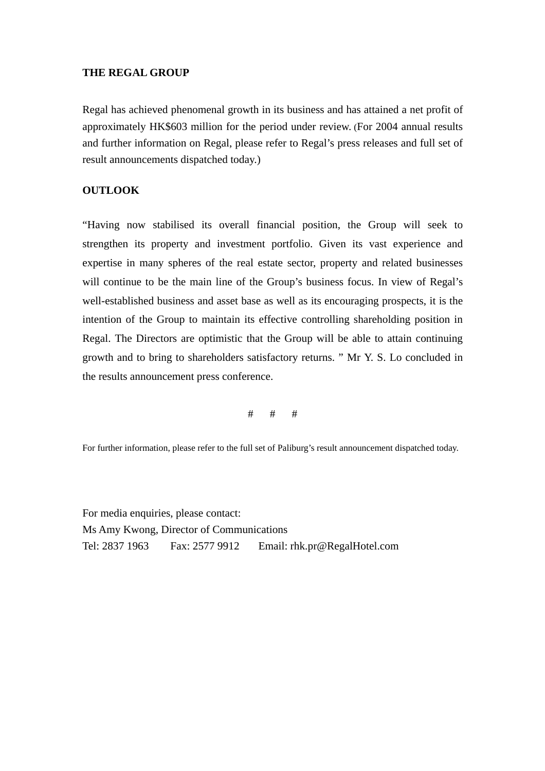## THE REGAL GROUP

Regal has achieved phenomenal growth in its business and has attained a net profit of approximately HK$603 million for the period under review. (For 2004 annual results and further information on Regal, please refer to Regal's press releases and full set of result announcements dispatched today.)

## OUTLOOK

"Having now stabilised its overall financial position, the Group will seek to strengthen its property and investment portfolio. Given its vast experience and expertise in many spheres of the real estate sector, property and related businesses will continue to be the main line of the Group's business focus. In view of Regal's well-established business and asset base as well as its encouraging prospects, it is the intention of the Group to maintain its effective controlling shareholding position in Regal. The Directors are optimistic that the Group will be able to attain continuing growth and to bring to shareholders satisfactory returns. " Mr Y. S. Lo concluded in the results announcement press conference.

# # #

For further information, please refer to the full set of Paliburg's result announcement dispatched today.

For media enquiries, please contact:
Ms Amy Kwong, Director of Communications
Tel: 2837 1963 Fax: 2577 9912 Email: rhk.pr@RegalHotel.com